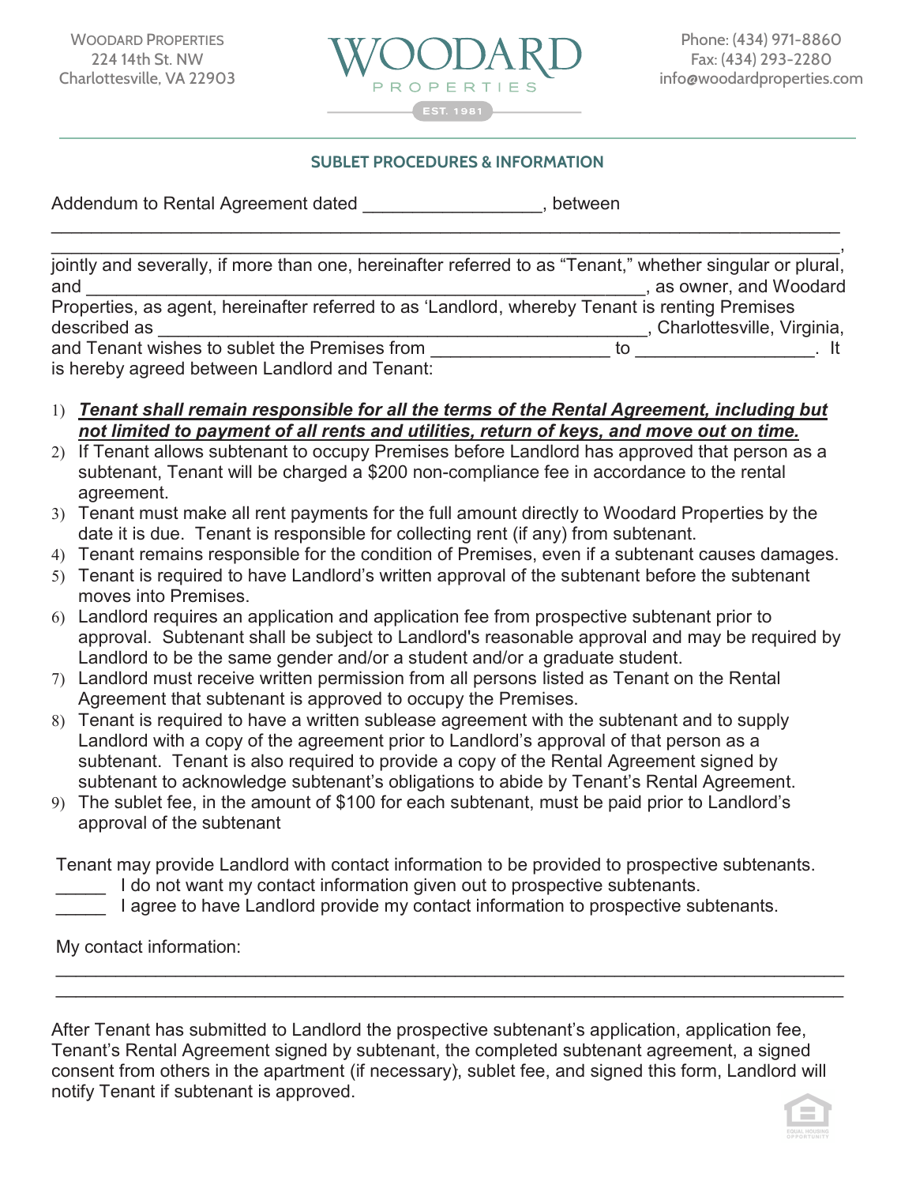WOODARD PROPERTIES
224 14th St. NW
Charlottesville, VA 22903

WOODARD PROPERTIES
EST. 1981

Phone: (434) 971-8860
Fax: (434) 293-2280
info@woodardproperties.com

## SUBLET PROCEDURES & INFORMATION

Addendum to Rental Agreement dated _________________, between
______________________________________________________________________________
______________________________________________________________________________,
jointly and severally, if more than one, hereinafter referred to as "Tenant," whether singular or plural, and ______________________________________________________, as owner, and Woodard Properties, as agent, hereinafter referred to as 'Landlord, whereby Tenant is renting Premises described as ______________________________________________, Charlottesville, Virginia, and Tenant wishes to sublet the Premises from _________________ to _________________. It is hereby agreed between Landlord and Tenant:

1) ***Tenant shall remain responsible for all the terms of the Rental Agreement, including but not limited to payment of all rents and utilities, return of keys, and move out on time.***
2) If Tenant allows subtenant to occupy Premises before Landlord has approved that person as a subtenant, Tenant will be charged a $200 non-compliance fee in accordance to the rental agreement.
3) Tenant must make all rent payments for the full amount directly to Woodard Properties by the date it is due. Tenant is responsible for collecting rent (if any) from subtenant.
4) Tenant remains responsible for the condition of Premises, even if a subtenant causes damages.
5) Tenant is required to have Landlord's written approval of the subtenant before the subtenant moves into Premises.
6) Landlord requires an application and application fee from prospective subtenant prior to approval. Subtenant shall be subject to Landlord's reasonable approval and may be required by Landlord to be the same gender and/or a student and/or a graduate student.
7) Landlord must receive written permission from all persons listed as Tenant on the Rental Agreement that subtenant is approved to occupy the Premises.
8) Tenant is required to have a written sublease agreement with the subtenant and to supply Landlord with a copy of the agreement prior to Landlord's approval of that person as a subtenant. Tenant is also required to provide a copy of the Rental Agreement signed by subtenant to acknowledge subtenant's obligations to abide by Tenant's Rental Agreement.
9) The sublet fee, in the amount of $100 for each subtenant, must be paid prior to Landlord's approval of the subtenant

Tenant may provide Landlord with contact information to be provided to prospective subtenants.

_____ I do not want my contact information given out to prospective subtenants.
_____ I agree to have Landlord provide my contact information to prospective subtenants.

My contact information:

______________________________________________________________________________
______________________________________________________________________________

After Tenant has submitted to Landlord the prospective subtenant's application, application fee, Tenant's Rental Agreement signed by subtenant, the completed subtenant agreement, a signed consent from others in the apartment (if necessary), sublet fee, and signed this form, Landlord will notify Tenant if subtenant is approved.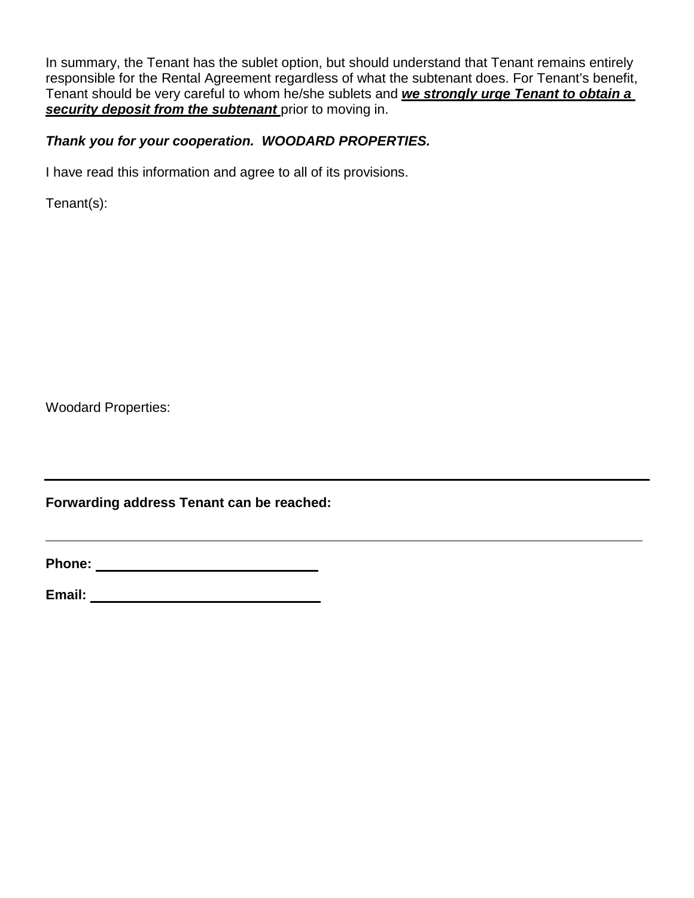In summary, the Tenant has the sublet option, but should understand that Tenant remains entirely responsible for the Rental Agreement regardless of what the subtenant does. For Tenant's benefit, Tenant should be very careful to whom he/she sublets and ***we strongly urge Tenant to obtain a security deposit from the subtenant*** prior to moving in.

***Thank you for your cooperation. WOODARD PROPERTIES.***

I have read this information and agree to all of its provisions.

Tenant(s):

Woodard Properties:

---

**Forwarding address Tenant can be reached:**

______________________________________________________________________________

**Phone:** ______________________________

**Email:** ______________________________